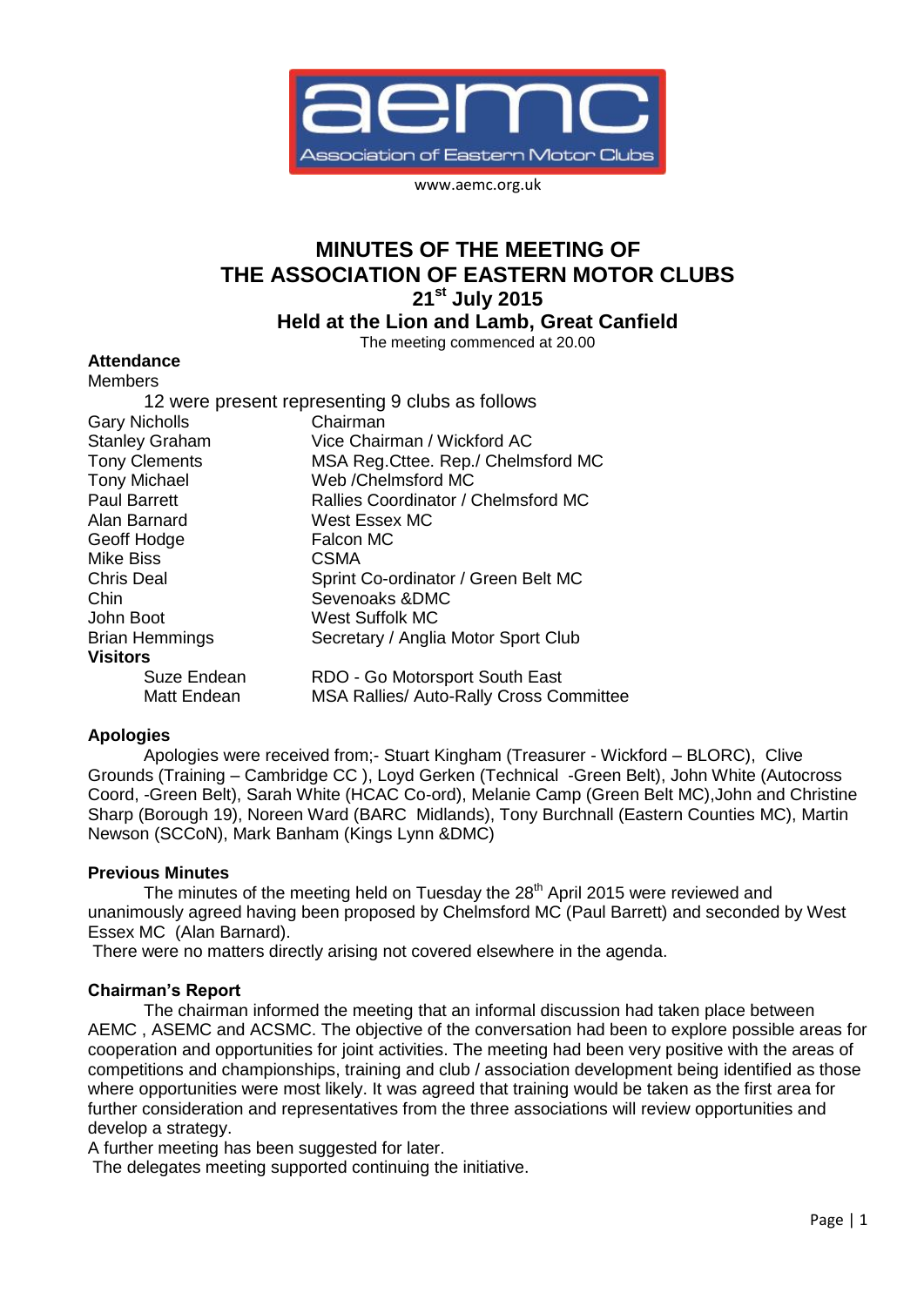www.aemc.org.uk

# MINUTES OF THE MEETING OF THE ASSOCIATION OF EASTERN MOTOR CLUBS

## 21st July 2015

## Held at the Lion and Lamb, Great Canfield

The meeting commenced at 20.00

### Attendance

Members

12 were present representing 9 clubs as follows

| | |
|---|---|
| Gary Nicholls | Chairman |
| Stanley Graham | Vice Chairman / Wickford AC |
| Tony Clements | MSA Reg.Cttee. Rep./ Chelmsford MC |
| Tony Michael | Web /Chelmsford MC |
| Paul Barrett | Rallies Coordinator / Chelmsford MC |
| Alan Barnard | West Essex MC |
| Geoff Hodge | Falcon MC |
| Mike Biss | CSMA |
| Chris Deal | Sprint Co-ordinator / Green Belt MC |
| Chin | Sevenoaks &DMC |
| John Boot | West Suffolk MC |
| Brian Hemmings | Secretary / Anglia Motor Sport Club |
| **Visitors** | |
| Suze Endean | RDO - Go Motorsport South East |
| Matt Endean | MSA Rallies/ Auto-Rally Cross Committee |

### Apologies

Apologies were received from;- Stuart Kingham (Treasurer - Wickford – BLORC), Clive Grounds (Training – Cambridge CC ), Loyd Gerken (Technical -Green Belt), John White (Autocross Coord, -Green Belt), Sarah White (HCAC Co-ord), Melanie Camp (Green Belt MC),John and Christine Sharp (Borough 19), Noreen Ward (BARC Midlands), Tony Burchnall (Eastern Counties MC), Martin Newson (SCCoN), Mark Banham (Kings Lynn &DMC)

### Previous Minutes

The minutes of the meeting held on Tuesday the 28th April 2015 were reviewed and unanimously agreed having been proposed by Chelmsford MC (Paul Barrett) and seconded by West Essex MC (Alan Barnard).

There were no matters directly arising not covered elsewhere in the agenda.

### Chairman's Report

The chairman informed the meeting that an informal discussion had taken place between AEMC , ASEMC and ACSMC. The objective of the conversation had been to explore possible areas for cooperation and opportunities for joint activities. The meeting had been very positive with the areas of competitions and championships, training and club / association development being identified as those where opportunities were most likely. It was agreed that training would be taken as the first area for further consideration and representatives from the three associations will review opportunities and develop a strategy.

A further meeting has been suggested for later.

The delegates meeting supported continuing the initiative.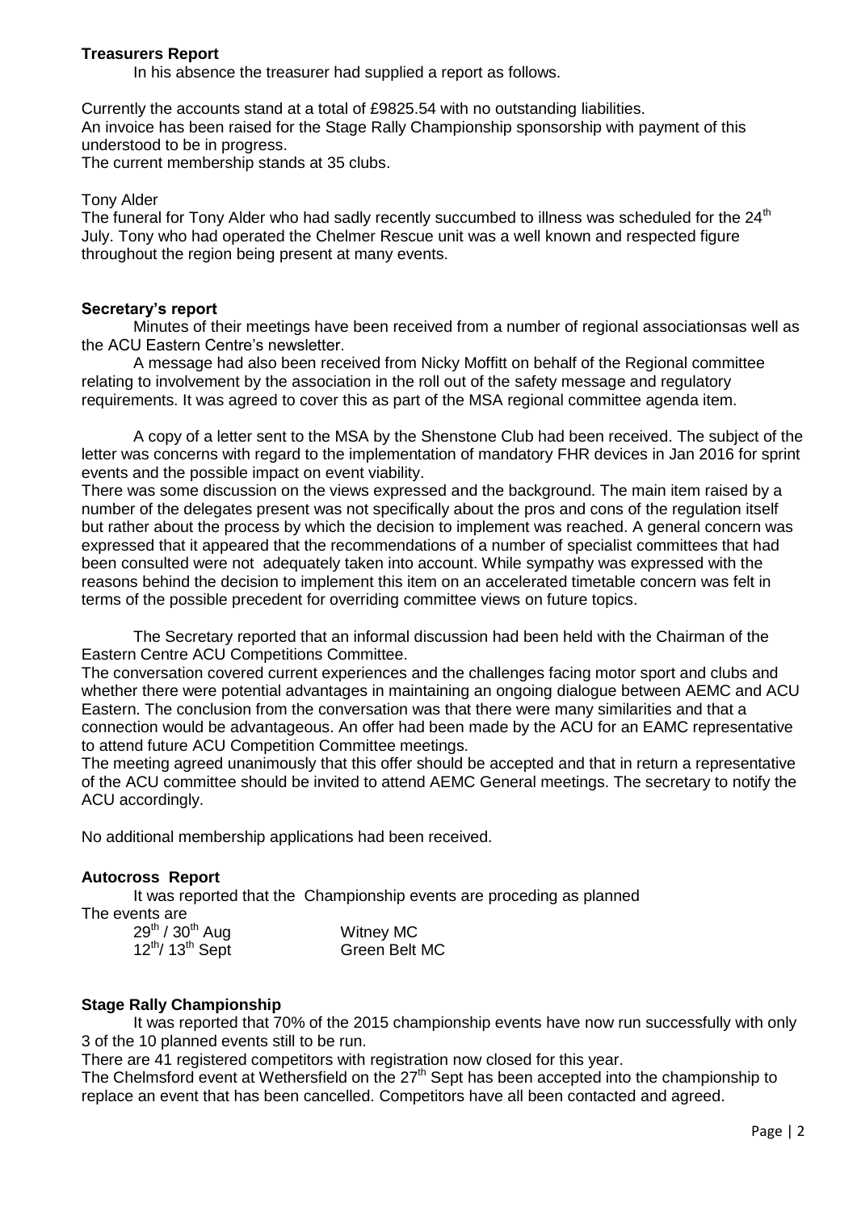**Treasurers Report**

In his absence the treasurer had supplied a report as follows.

Currently the accounts stand at a total of £9825.54 with no outstanding liabilities.
An invoice has been raised for the Stage Rally Championship sponsorship with payment of this understood to be in progress.
The current membership stands at 35 clubs.

Tony Alder
The funeral for Tony Alder who had sadly recently succumbed to illness was scheduled for the 24th July. Tony who had operated the Chelmer Rescue unit was a well known and respected figure throughout the region being present at many events.

**Secretary's report**

Minutes of their meetings have been received from a number of regional associationsas well as the ACU Eastern Centre's newsletter.

A message had also been received from Nicky Moffitt on behalf of the Regional committee relating to involvement by the association in the roll out of the safety message and regulatory requirements. It was agreed to cover this as part of the MSA regional committee agenda item.

A copy of a letter sent to the MSA by the Shenstone Club had been received. The subject of the letter was concerns with regard to the implementation of mandatory FHR devices in Jan 2016 for sprint events and the possible impact on event viability.
There was some discussion on the views expressed and the background. The main item raised by a number of the delegates present was not specifically about the pros and cons of the regulation itself but rather about the process by which the decision to implement was reached. A general concern was expressed that it appeared that the recommendations of a number of specialist committees that had been consulted were not adequately taken into account. While sympathy was expressed with the reasons behind the decision to implement this item on an accelerated timetable concern was felt in terms of the possible precedent for overriding committee views on future topics.

The Secretary reported that an informal discussion had been held with the Chairman of the Eastern Centre ACU Competitions Committee.
The conversation covered current experiences and the challenges facing motor sport and clubs and whether there were potential advantages in maintaining an ongoing dialogue between AEMC and ACU Eastern. The conclusion from the conversation was that there were many similarities and that a connection would be advantageous. An offer had been made by the ACU for an EAMC representative to attend future ACU Competition Committee meetings.
The meeting agreed unanimously that this offer should be accepted and that in return a representative of the ACU committee should be invited to attend AEMC General meetings. The secretary to notify the ACU accordingly.

No additional membership applications had been received.

**Autocross Report**

It was reported that the Championship events are proceding as planned
The events are

29th / 30th Aug — Witney MC
12th/ 13th Sept — Green Belt MC

**Stage Rally Championship**

It was reported that 70% of the 2015 championship events have now run successfully with only 3 of the 10 planned events still to be run.
There are 41 registered competitors with registration now closed for this year.
The Chelmsford event at Wethersfield on the 27th Sept has been accepted into the championship to replace an event that has been cancelled. Competitors have all been contacted and agreed.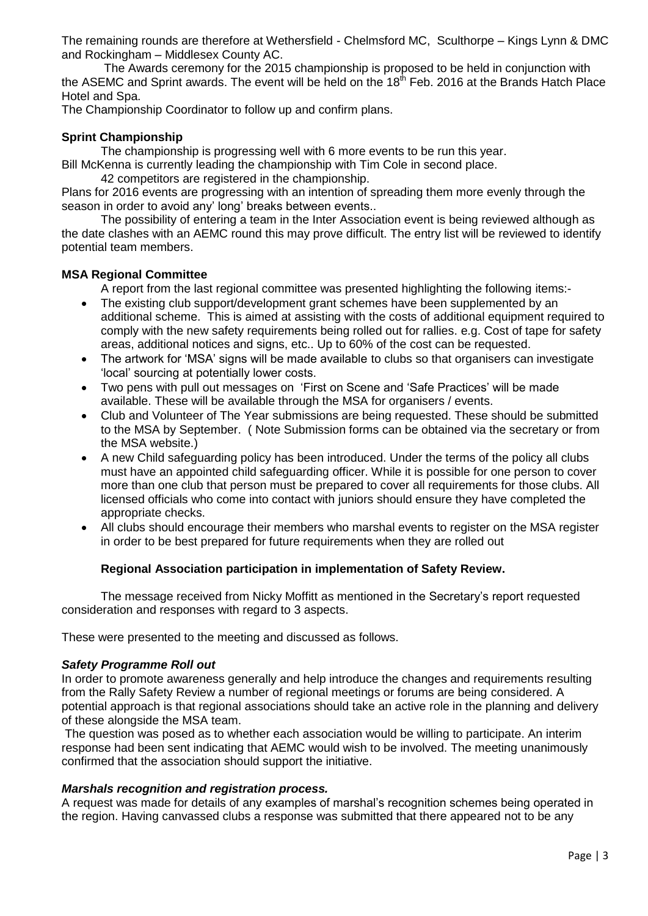The remaining rounds are therefore at Wethersfield - Chelmsford MC, Sculthorpe – Kings Lynn & DMC and Rockingham – Middlesex County AC.

The Awards ceremony for the 2015 championship is proposed to be held in conjunction with the ASEMC and Sprint awards. The event will be held on the 18th Feb. 2016 at the Brands Hatch Place Hotel and Spa.

The Championship Coordinator to follow up and confirm plans.

**Sprint Championship**

The championship is progressing well with 6 more events to be run this year.

Bill McKenna is currently leading the championship with Tim Cole in second place.

42 competitors are registered in the championship.

Plans for 2016 events are progressing with an intention of spreading them more evenly through the season in order to avoid any' long' breaks between events..

The possibility of entering a team in the Inter Association event is being reviewed although as the date clashes with an AEMC round this may prove difficult. The entry list will be reviewed to identify potential team members.

**MSA Regional Committee**

A report from the last regional committee was presented highlighting the following items:-

- The existing club support/development grant schemes have been supplemented by an additional scheme. This is aimed at assisting with the costs of additional equipment required to comply with the new safety requirements being rolled out for rallies. e.g. Cost of tape for safety areas, additional notices and signs, etc.. Up to 60% of the cost can be requested.
- The artwork for 'MSA' signs will be made available to clubs so that organisers can investigate 'local' sourcing at potentially lower costs.
- Two pens with pull out messages on 'First on Scene and 'Safe Practices' will be made available. These will be available through the MSA for organisers / events.
- Club and Volunteer of The Year submissions are being requested. These should be submitted to the MSA by September. ( Note Submission forms can be obtained via the secretary or from the MSA website.)
- A new Child safeguarding policy has been introduced. Under the terms of the policy all clubs must have an appointed child safeguarding officer. While it is possible for one person to cover more than one club that person must be prepared to cover all requirements for those clubs. All licensed officials who come into contact with juniors should ensure they have completed the appropriate checks.
- All clubs should encourage their members who marshal events to register on the MSA register in order to be best prepared for future requirements when they are rolled out

**Regional Association participation in implementation of Safety Review.**

The message received from Nicky Moffitt as mentioned in the Secretary's report requested consideration and responses with regard to 3 aspects.

These were presented to the meeting and discussed as follows.

***Safety Programme Roll out***

In order to promote awareness generally and help introduce the changes and requirements resulting from the Rally Safety Review a number of regional meetings or forums are being considered. A potential approach is that regional associations should take an active role in the planning and delivery of these alongside the MSA team.

The question was posed as to whether each association would be willing to participate. An interim response had been sent indicating that AEMC would wish to be involved. The meeting unanimously confirmed that the association should support the initiative.

***Marshals recognition and registration process.***

A request was made for details of any examples of marshal's recognition schemes being operated in the region. Having canvassed clubs a response was submitted that there appeared not to be any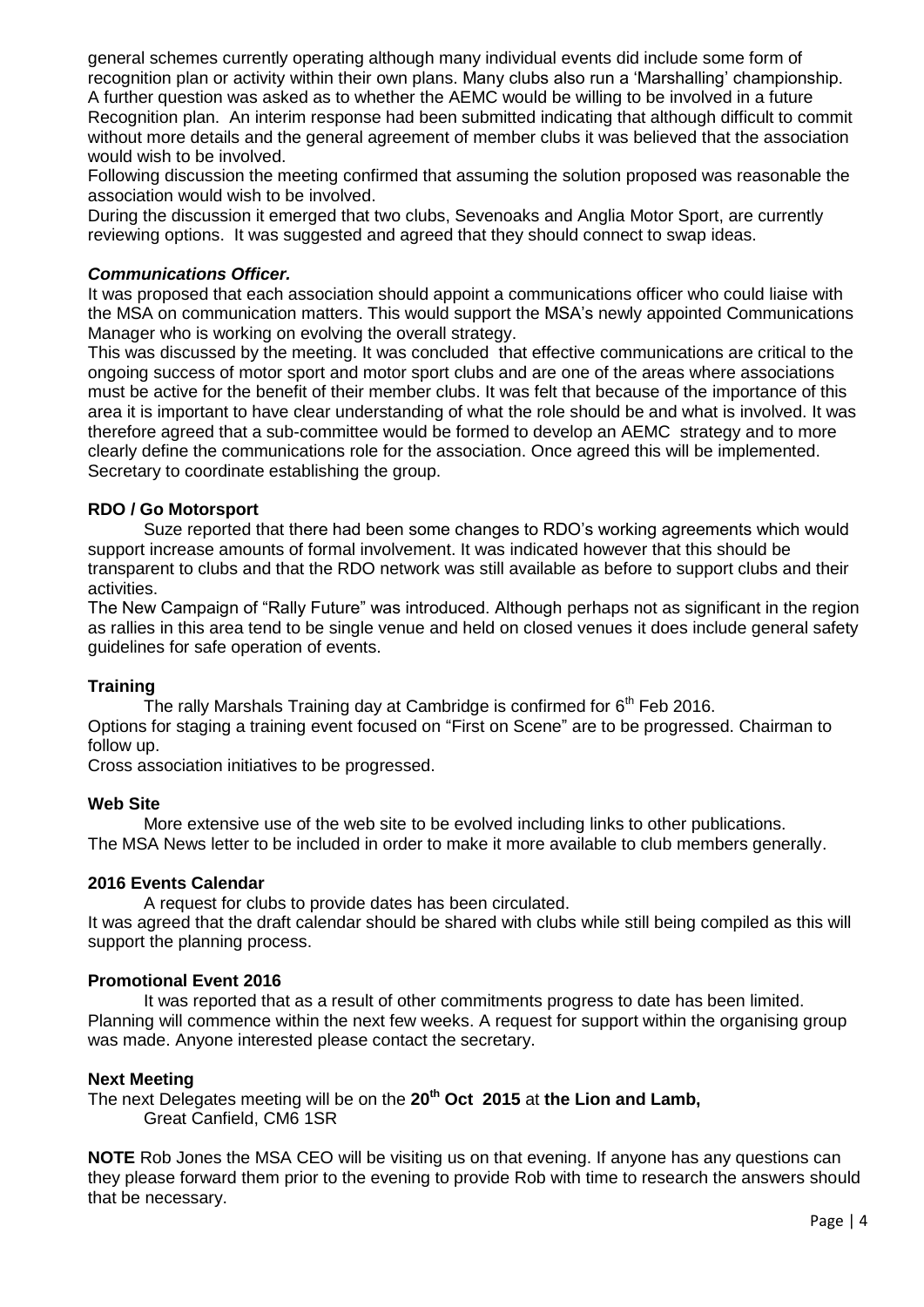general schemes currently operating although many individual events did include some form of recognition plan or activity within their own plans. Many clubs also run a 'Marshalling' championship. A further question was asked as to whether the AEMC would be willing to be involved in a future Recognition plan. An interim response had been submitted indicating that although difficult to commit without more details and the general agreement of member clubs it was believed that the association would wish to be involved.

Following discussion the meeting confirmed that assuming the solution proposed was reasonable the association would wish to be involved.

During the discussion it emerged that two clubs, Sevenoaks and Anglia Motor Sport, are currently reviewing options. It was suggested and agreed that they should connect to swap ideas.

***Communications Officer.***

It was proposed that each association should appoint a communications officer who could liaise with the MSA on communication matters. This would support the MSA's newly appointed Communications Manager who is working on evolving the overall strategy.

This was discussed by the meeting. It was concluded that effective communications are critical to the ongoing success of motor sport and motor sport clubs and are one of the areas where associations must be active for the benefit of their member clubs. It was felt that because of the importance of this area it is important to have clear understanding of what the role should be and what is involved. It was therefore agreed that a sub-committee would be formed to develop an AEMC strategy and to more clearly define the communications role for the association. Once agreed this will be implemented. Secretary to coordinate establishing the group.

**RDO / Go Motorsport**

Suze reported that there had been some changes to RDO's working agreements which would support increase amounts of formal involvement. It was indicated however that this should be transparent to clubs and that the RDO network was still available as before to support clubs and their activities.

The New Campaign of "Rally Future" was introduced. Although perhaps not as significant in the region as rallies in this area tend to be single venue and held on closed venues it does include general safety guidelines for safe operation of events.

**Training**

The rally Marshals Training day at Cambridge is confirmed for 6th Feb 2016.

Options for staging a training event focused on "First on Scene" are to be progressed. Chairman to follow up.

Cross association initiatives to be progressed.

**Web Site**

More extensive use of the web site to be evolved including links to other publications.

The MSA News letter to be included in order to make it more available to club members generally.

**2016 Events Calendar**

A request for clubs to provide dates has been circulated.

It was agreed that the draft calendar should be shared with clubs while still being compiled as this will support the planning process.

**Promotional Event 2016**

It was reported that as a result of other commitments progress to date has been limited. Planning will commence within the next few weeks. A request for support within the organising group was made. Anyone interested please contact the secretary.

**Next Meeting**

The next Delegates meeting will be on the **20th Oct 2015** at **the Lion and Lamb,**
Great Canfield, CM6 1SR

**NOTE** Rob Jones the MSA CEO will be visiting us on that evening. If anyone has any questions can they please forward them prior to the evening to provide Rob with time to research the answers should that be necessary.